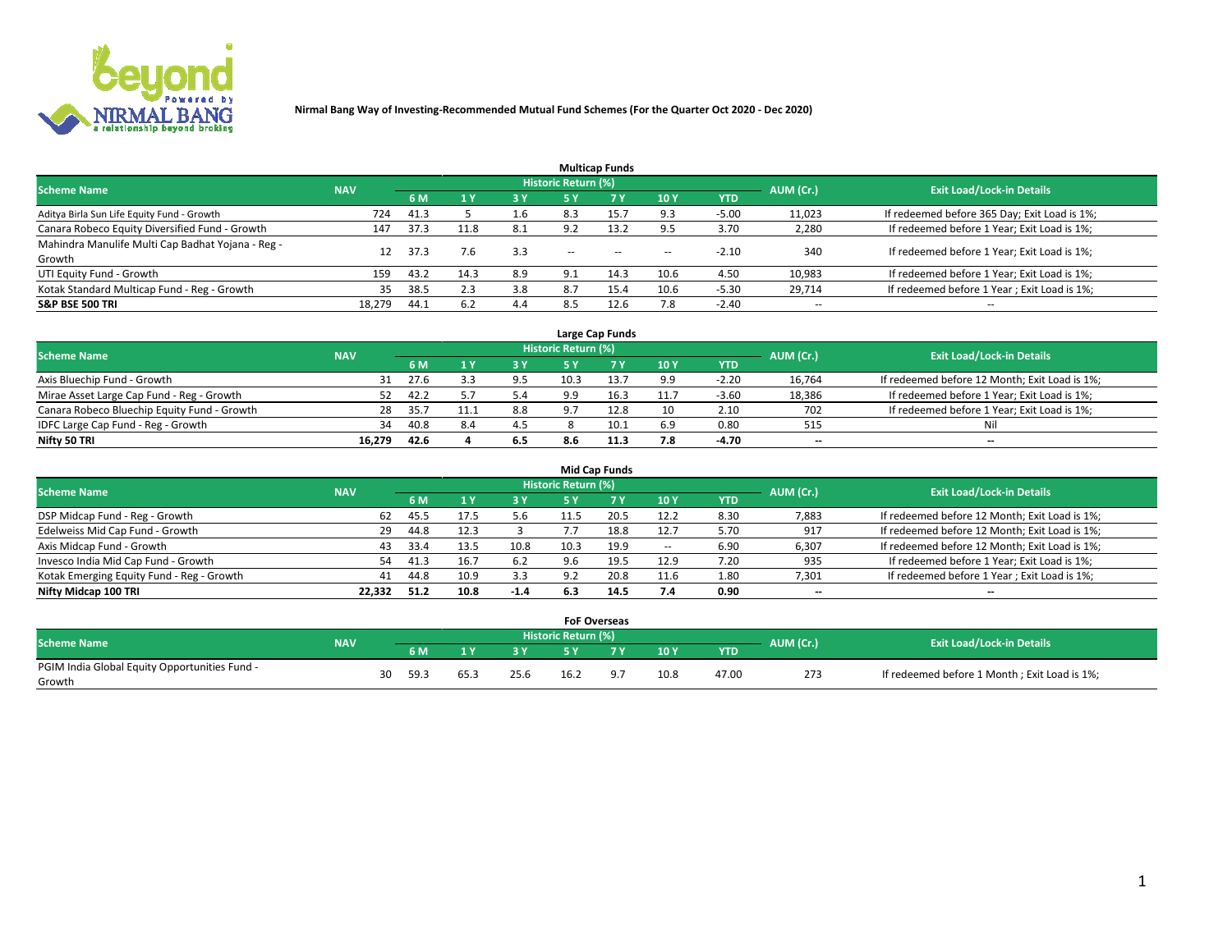**Nirmal Bang Way of Investing-Recommended Mutual Fund Schemes (For the Quarter Oct 2020 - Dec 2020)**

## Multicap Funds

| Scheme Name | NAV | Historic Return (%) | | | | | | | AUM (Cr.) | Exit Load/Lock-in Details |
|---|---|---|---|---|---|---|---|---|---|---|
| | | 6 M | 1 Y | 3 Y | 5 Y | 7 Y | 10 Y | YTD | | |
| Aditya Birla Sun Life Equity Fund - Growth | 724 | 41.3 | 5 | 1.6 | 8.3 | 15.7 | 9.3 | -5.00 | 11,023 | If redeemed before 365 Day; Exit Load is 1%; |
| Canara Robeco Equity Diversified Fund - Growth | 147 | 37.3 | 11.8 | 8.1 | 9.2 | 13.2 | 9.5 | 3.70 | 2,280 | If redeemed before 1 Year; Exit Load is 1%; |
| Mahindra Manulife Multi Cap Badhat Yojana - Reg - Growth | 12 | 37.3 | 7.6 | 3.3 | -- | -- | -- | -2.10 | 340 | If redeemed before 1 Year; Exit Load is 1%; |
| UTI Equity Fund - Growth | 159 | 43.2 | 14.3 | 8.9 | 9.1 | 14.3 | 10.6 | 4.50 | 10,983 | If redeemed before 1 Year; Exit Load is 1%; |
| Kotak Standard Multicap Fund - Reg - Growth | 35 | 38.5 | 2.3 | 3.8 | 8.7 | 15.4 | 10.6 | -5.30 | 29,714 | If redeemed before 1 Year ; Exit Load is 1%; |
| **S&P BSE 500 TRI** | **18,279** | **44.1** | **6.2** | **4.4** | **8.5** | **12.6** | **7.8** | **-2.40** | -- | -- |

## Large Cap Funds

| Scheme Name | NAV | Historic Return (%) | | | | | | | AUM (Cr.) | Exit Load/Lock-in Details |
|---|---|---|---|---|---|---|---|---|---|---|
| | | 6 M | 1 Y | 3 Y | 5 Y | 7 Y | 10 Y | YTD | | |
| Axis Bluechip Fund - Growth | 31 | 27.6 | 3.3 | 9.5 | 10.3 | 13.7 | 9.9 | -2.20 | 16,764 | If redeemed before 12 Month; Exit Load is 1%; |
| Mirae Asset Large Cap Fund - Reg - Growth | 52 | 42.2 | 5.7 | 5.4 | 9.9 | 16.3 | 11.7 | -3.60 | 18,386 | If redeemed before 1 Year; Exit Load is 1%; |
| Canara Robeco Bluechip Equity Fund - Growth | 28 | 35.7 | 11.1 | 8.8 | 9.7 | 12.8 | 10 | 2.10 | 702 | If redeemed before 1 Year; Exit Load is 1%; |
| IDFC Large Cap Fund - Reg - Growth | 34 | 40.8 | 8.4 | 4.5 | 8 | 10.1 | 6.9 | 0.80 | 515 | Nil |
| **Nifty 50 TRI** | **16,279** | **42.6** | **4** | **6.5** | **8.6** | **11.3** | **7.8** | **-4.70** | -- | -- |

## Mid Cap Funds

| Scheme Name | NAV | Historic Return (%) | | | | | | | AUM (Cr.) | Exit Load/Lock-in Details |
|---|---|---|---|---|---|---|---|---|---|---|
| | | 6 M | 1 Y | 3 Y | 5 Y | 7 Y | 10 Y | YTD | | |
| DSP Midcap Fund - Reg - Growth | 62 | 45.5 | 17.5 | 5.6 | 11.5 | 20.5 | 12.2 | 8.30 | 7,883 | If redeemed before 12 Month; Exit Load is 1%; |
| Edelweiss Mid Cap Fund - Growth | 29 | 44.8 | 12.3 | 3 | 7.7 | 18.8 | 12.7 | 5.70 | 917 | If redeemed before 12 Month; Exit Load is 1%; |
| Axis Midcap Fund - Growth | 43 | 33.4 | 13.5 | 10.8 | 10.3 | 19.9 | -- | 6.90 | 6,307 | If redeemed before 12 Month; Exit Load is 1%; |
| Invesco India Mid Cap Fund - Growth | 54 | 41.3 | 16.7 | 6.2 | 9.6 | 19.5 | 12.9 | 7.20 | 935 | If redeemed before 1 Year; Exit Load is 1%; |
| Kotak Emerging Equity Fund - Reg - Growth | 41 | 44.8 | 10.9 | 3.3 | 9.2 | 20.8 | 11.6 | 1.80 | 7,301 | If redeemed before 1 Year ; Exit Load is 1%; |
| **Nifty Midcap 100 TRI** | **22,332** | **51.2** | **10.8** | **-1.4** | **6.3** | **14.5** | **7.4** | **0.90** | -- | -- |

## FoF Overseas

| Scheme Name | NAV | Historic Return (%) | | | | | | | AUM (Cr.) | Exit Load/Lock-in Details |
|---|---|---|---|---|---|---|---|---|---|---|
| | | 6 M | 1 Y | 3 Y | 5 Y | 7 Y | 10 Y | YTD | | |
| PGIM India Global Equity Opportunities Fund - Growth | 30 | 59.3 | 65.3 | 25.6 | 16.2 | 9.7 | 10.8 | 47.00 | 273 | If redeemed before 1 Month ; Exit Load is 1%; |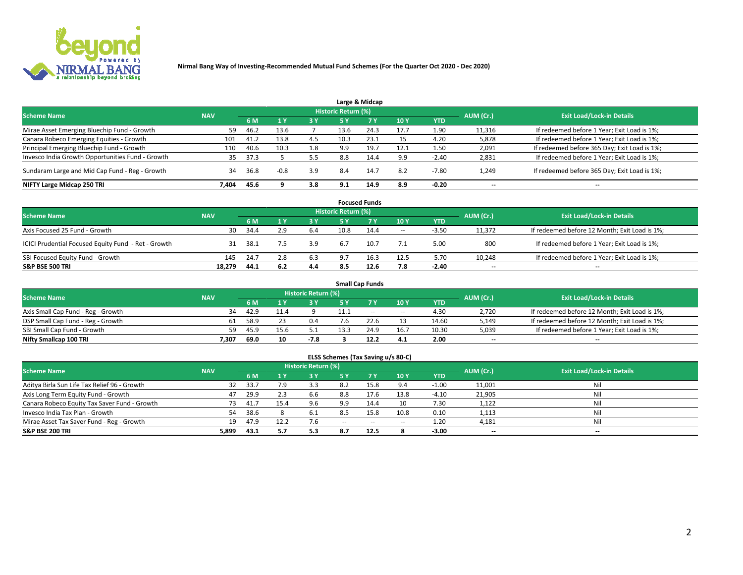Nirmal Bang Way of Investing-Recommended Mutual Fund Schemes (For the Quarter Oct 2020 - Dec 2020)

### Large & Midcap

| Scheme Name | NAV | Historic Return (%) | | | | | | | AUM (Cr.) | Exit Load/Lock-in Details |
|---|---|---|---|---|---|---|---|---|---|---|
| | | 6 M | 1 Y | 3 Y | 5 Y | 7 Y | 10 Y | YTD | | |
| Mirae Asset Emerging Bluechip Fund - Growth | 59 | 46.2 | 13.6 | 7 | 13.6 | 24.3 | 17.7 | 1.90 | 11,316 | If redeemed before 1 Year; Exit Load is 1%; |
| Canara Robeco Emerging Equities - Growth | 101 | 41.2 | 13.8 | 4.5 | 10.3 | 23.1 | 15 | 4.20 | 5,878 | If redeemed before 1 Year; Exit Load is 1%; |
| Principal Emerging Bluechip Fund - Growth | 110 | 40.6 | 10.3 | 1.8 | 9.9 | 19.7 | 12.1 | 1.50 | 2,091 | If redeemed before 365 Day; Exit Load is 1%; |
| Invesco India Growth Opportunities Fund - Growth | 35 | 37.3 | 5 | 5.5 | 8.8 | 14.4 | 9.9 | -2.40 | 2,831 | If redeemed before 1 Year; Exit Load is 1%; |
| Sundaram Large and Mid Cap Fund - Reg - Growth | 34 | 36.8 | -0.8 | 3.9 | 8.4 | 14.7 | 8.2 | -7.80 | 1,249 | If redeemed before 365 Day; Exit Load is 1%; |
| **NIFTY Large Midcap 250 TRI** | **7,404** | **45.6** | **9** | **3.8** | **9.1** | **14.9** | **8.9** | **-0.20** | **--** | **--** |

### Focused Funds

| Scheme Name | NAV | Historic Return (%) | | | | | | | AUM (Cr.) | Exit Load/Lock-in Details |
|---|---|---|---|---|---|---|---|---|---|---|
| | | 6 M | 1 Y | 3 Y | 5 Y | 7 Y | 10 Y | YTD | | |
| Axis Focused 25 Fund - Growth | 30 | 34.4 | 2.9 | 6.4 | 10.8 | 14.4 | -- | -3.50 | 11,372 | If redeemed before 12 Month; Exit Load is 1%; |
| ICICI Prudential Focused Equity Fund - Ret - Growth | 31 | 38.1 | 7.5 | 3.9 | 6.7 | 10.7 | 7.1 | 5.00 | 800 | If redeemed before 1 Year; Exit Load is 1%; |
| SBI Focused Equity Fund - Growth | 145 | 24.7 | 2.8 | 6.3 | 9.7 | 16.3 | 12.5 | -5.70 | 10,248 | If redeemed before 1 Year; Exit Load is 1%; |
| **S&P BSE 500 TRI** | **18,279** | **44.1** | **6.2** | **4.4** | **8.5** | **12.6** | **7.8** | **-2.40** | **--** | **--** |

### Small Cap Funds

| Scheme Name | NAV | Historic Return (%) | | | | | | | AUM (Cr.) | Exit Load/Lock-in Details |
|---|---|---|---|---|---|---|---|---|---|---|
| | | 6 M | 1 Y | 3 Y | 5 Y | 7 Y | 10 Y | YTD | | |
| Axis Small Cap Fund - Reg - Growth | 34 | 42.9 | 11.4 | 9 | 11.1 | -- | -- | 4.30 | 2,720 | If redeemed before 12 Month; Exit Load is 1%; |
| DSP Small Cap Fund - Reg - Growth | 61 | 58.9 | 23 | 0.4 | 7.6 | 22.6 | 13 | 14.60 | 5,149 | If redeemed before 12 Month; Exit Load is 1%; |
| SBI Small Cap Fund - Growth | 59 | 45.9 | 15.6 | 5.1 | 13.3 | 24.9 | 16.7 | 10.30 | 5,039 | If redeemed before 1 Year; Exit Load is 1%; |
| **Nifty Smallcap 100 TRI** | **7,307** | **69.0** | **10** | **-7.8** | **3** | **12.2** | **4.1** | **2.00** | **--** | **--** |

### ELSS Schemes (Tax Saving u/s 80-C)

| Scheme Name | NAV | Historic Return (%) | | | | | | | AUM (Cr.) | Exit Load/Lock-in Details |
|---|---|---|---|---|---|---|---|---|---|---|
| | | 6 M | 1 Y | 3 Y | 5 Y | 7 Y | 10 Y | YTD | | |
| Aditya Birla Sun Life Tax Relief 96 - Growth | 32 | 33.7 | 7.9 | 3.3 | 8.2 | 15.8 | 9.4 | -1.00 | 11,001 | Nil |
| Axis Long Term Equity Fund - Growth | 47 | 29.9 | 2.3 | 6.6 | 8.8 | 17.6 | 13.8 | -4.10 | 21,905 | Nil |
| Canara Robeco Equity Tax Saver Fund - Growth | 73 | 41.7 | 15.4 | 9.6 | 9.9 | 14.4 | 10 | 7.30 | 1,122 | Nil |
| Invesco India Tax Plan - Growth | 54 | 38.6 | 8 | 6.1 | 8.5 | 15.8 | 10.8 | 0.10 | 1,113 | Nil |
| Mirae Asset Tax Saver Fund - Reg - Growth | 19 | 47.9 | 12.2 | 7.6 | -- | -- | -- | 1.20 | 4,181 | Nil |
| **S&P BSE 200 TRI** | **5,899** | **43.1** | **5.7** | **5.3** | **8.7** | **12.5** | **8** | **-3.00** | **--** | **--** |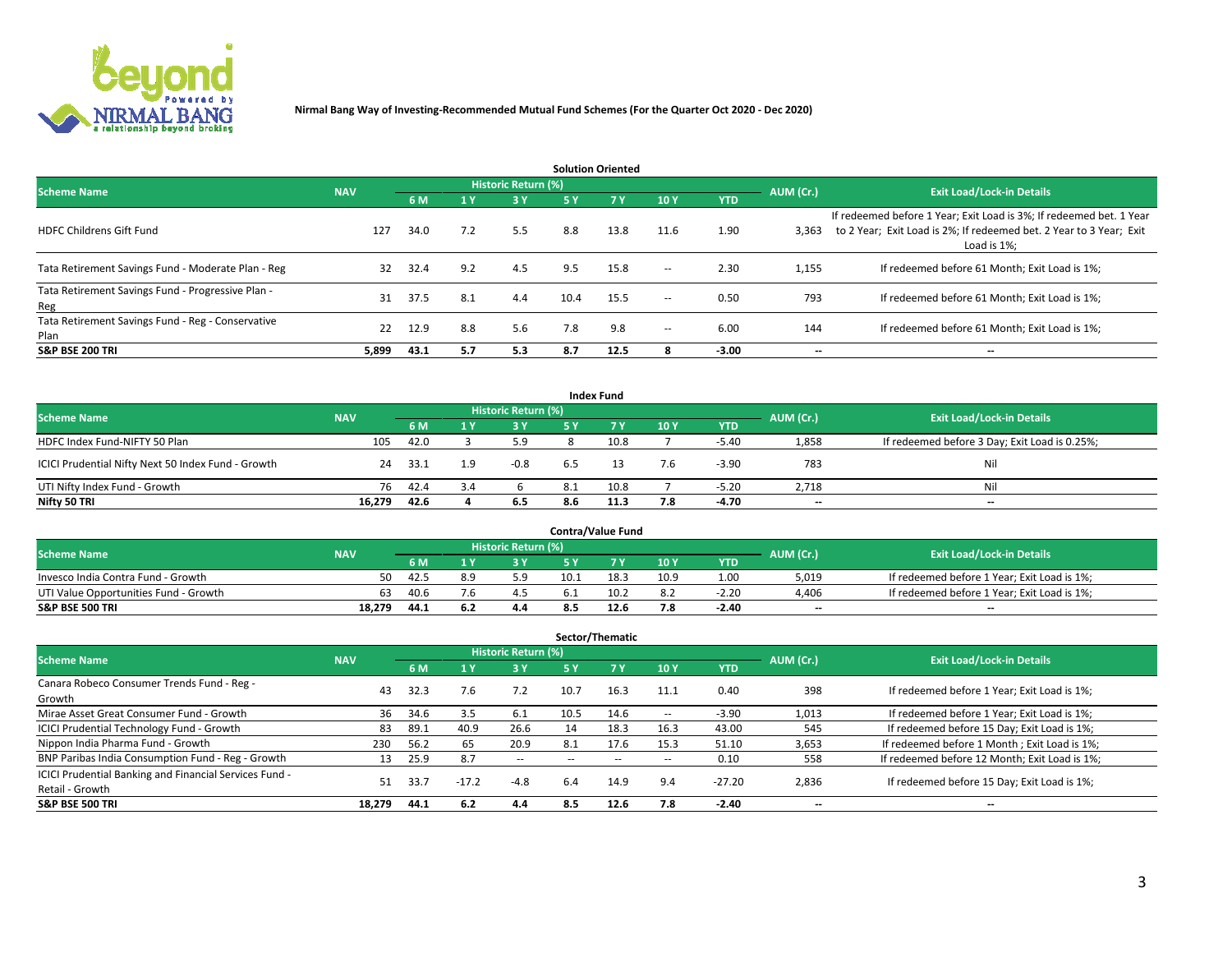Nirmal Bang Way of Investing-Recommended Mutual Fund Schemes (For the Quarter Oct 2020 - Dec 2020)

## Solution Oriented

| Scheme Name | NAV | Historic Return (%) | | | | | | | AUM (Cr.) | Exit Load/Lock-in Details |
|---|---|---|---|---|---|---|---|---|---|---|
| | | 6 M | 1 Y | 3 Y | 5 Y | 7 Y | 10 Y | YTD | | |
| HDFC Childrens Gift Fund | 127 | 34.0 | 7.2 | 5.5 | 8.8 | 13.8 | 11.6 | 1.90 | 3,363 | If redeemed before 1 Year; Exit Load is 3%; If redeemed bet. 1 Year to 2 Year; Exit Load is 2%; If redeemed bet. 2 Year to 3 Year; Exit Load is 1%; |
| Tata Retirement Savings Fund - Moderate Plan - Reg | 32 | 32.4 | 9.2 | 4.5 | 9.5 | 15.8 | -- | 2.30 | 1,155 | If redeemed before 61 Month; Exit Load is 1%; |
| Tata Retirement Savings Fund - Progressive Plan - Reg | 31 | 37.5 | 8.1 | 4.4 | 10.4 | 15.5 | -- | 0.50 | 793 | If redeemed before 61 Month; Exit Load is 1%; |
| Tata Retirement Savings Fund - Reg - Conservative Plan | 22 | 12.9 | 8.8 | 5.6 | 7.8 | 9.8 | -- | 6.00 | 144 | If redeemed before 61 Month; Exit Load is 1%; |
| **S&P BSE 200 TRI** | **5,899** | **43.1** | **5.7** | **5.3** | **8.7** | **12.5** | **8** | **-3.00** | **--** | **--** |

## Index Fund

| Scheme Name | NAV | Historic Return (%) | | | | | | | AUM (Cr.) | Exit Load/Lock-in Details |
|---|---|---|---|---|---|---|---|---|---|---|
| | | 6 M | 1 Y | 3 Y | 5 Y | 7 Y | 10 Y | YTD | | |
| HDFC Index Fund-NIFTY 50 Plan | 105 | 42.0 | 3 | 5.9 | 8 | 10.8 | 7 | -5.40 | 1,858 | If redeemed before 3 Day; Exit Load is 0.25%; |
| ICICI Prudential Nifty Next 50 Index Fund - Growth | 24 | 33.1 | 1.9 | -0.8 | 6.5 | 13 | 7.6 | -3.90 | 783 | Nil |
| UTI Nifty Index Fund - Growth | 76 | 42.4 | 3.4 | 6 | 8.1 | 10.8 | 7 | -5.20 | 2,718 | Nil |
| **Nifty 50 TRI** | **16,279** | **42.6** | **4** | **6.5** | **8.6** | **11.3** | **7.8** | **-4.70** | **--** | **--** |

## Contra/Value Fund

| Scheme Name | NAV | Historic Return (%) | | | | | | | AUM (Cr.) | Exit Load/Lock-in Details |
|---|---|---|---|---|---|---|---|---|---|---|
| | | 6 M | 1 Y | 3 Y | 5 Y | 7 Y | 10 Y | YTD | | |
| Invesco India Contra Fund - Growth | 50 | 42.5 | 8.9 | 5.9 | 10.1 | 18.3 | 10.9 | 1.00 | 5,019 | If redeemed before 1 Year; Exit Load is 1%; |
| UTI Value Opportunities Fund - Growth | 63 | 40.6 | 7.6 | 4.5 | 6.1 | 10.2 | 8.2 | -2.20 | 4,406 | If redeemed before 1 Year; Exit Load is 1%; |
| **S&P BSE 500 TRI** | **18,279** | **44.1** | **6.2** | **4.4** | **8.5** | **12.6** | **7.8** | **-2.40** | **--** | **--** |

## Sector/Thematic

| Scheme Name | NAV | Historic Return (%) | | | | | | | AUM (Cr.) | Exit Load/Lock-in Details |
|---|---|---|---|---|---|---|---|---|---|---|
| | | 6 M | 1 Y | 3 Y | 5 Y | 7 Y | 10 Y | YTD | | |
| Canara Robeco Consumer Trends Fund - Reg - Growth | 43 | 32.3 | 7.6 | 7.2 | 10.7 | 16.3 | 11.1 | 0.40 | 398 | If redeemed before 1 Year; Exit Load is 1%; |
| Mirae Asset Great Consumer Fund - Growth | 36 | 34.6 | 3.5 | 6.1 | 10.5 | 14.6 | -- | -3.90 | 1,013 | If redeemed before 1 Year; Exit Load is 1%; |
| ICICI Prudential Technology Fund - Growth | 83 | 89.1 | 40.9 | 26.6 | 14 | 18.3 | 16.3 | 43.00 | 545 | If redeemed before 15 Day; Exit Load is 1%; |
| Nippon India Pharma Fund - Growth | 230 | 56.2 | 65 | 20.9 | 8.1 | 17.6 | 15.3 | 51.10 | 3,653 | If redeemed before 1 Month ; Exit Load is 1%; |
| BNP Paribas India Consumption Fund - Reg - Growth | 13 | 25.9 | 8.7 | -- | -- | -- | -- | 0.10 | 558 | If redeemed before 12 Month; Exit Load is 1%; |
| ICICI Prudential Banking and Financial Services Fund - Retail - Growth | 51 | 33.7 | -17.2 | -4.8 | 6.4 | 14.9 | 9.4 | -27.20 | 2,836 | If redeemed before 15 Day; Exit Load is 1%; |
| **S&P BSE 500 TRI** | **18,279** | **44.1** | **6.2** | **4.4** | **8.5** | **12.6** | **7.8** | **-2.40** | **--** | **--** |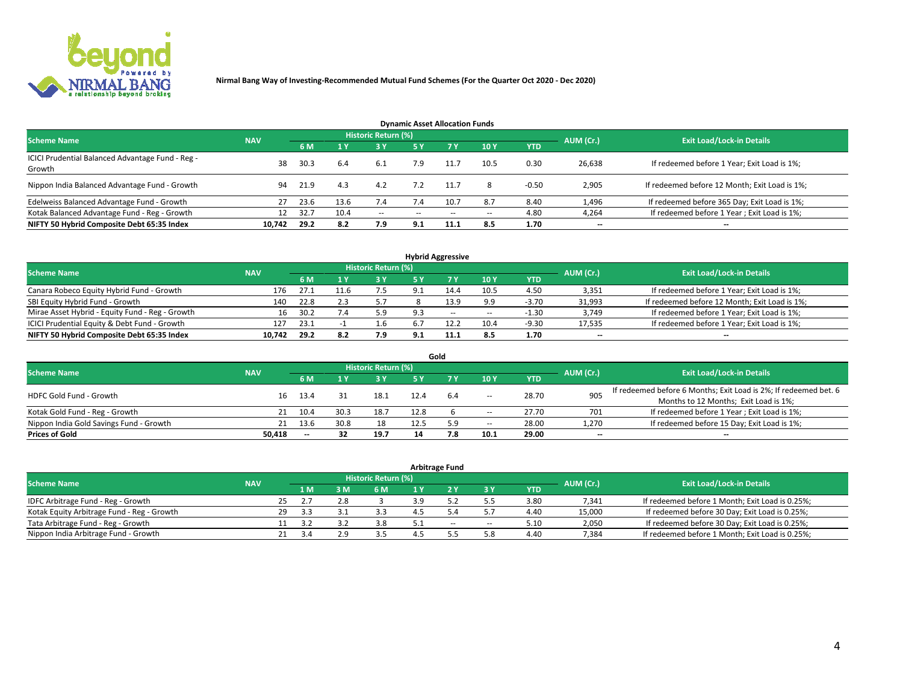**Nirmal Bang Way of Investing-Recommended Mutual Fund Schemes (For the Quarter Oct 2020 - Dec 2020)**

## Dynamic Asset Allocation Funds

| Scheme Name | NAV | Historic Return (%) | | | | | | | AUM (Cr.) | Exit Load/Lock-in Details |
|---|---|---|---|---|---|---|---|---|---|---|
| | | 6 M | 1 Y | 3 Y | 5 Y | 7 Y | 10 Y | YTD | | |
| ICICI Prudential Balanced Advantage Fund - Reg - Growth | 38 | 30.3 | 6.4 | 6.1 | 7.9 | 11.7 | 10.5 | 0.30 | 26,638 | If redeemed before 1 Year; Exit Load is 1%; |
| Nippon India Balanced Advantage Fund - Growth | 94 | 21.9 | 4.3 | 4.2 | 7.2 | 11.7 | 8 | -0.50 | 2,905 | If redeemed before 12 Month; Exit Load is 1%; |
| Edelweiss Balanced Advantage Fund - Growth | 27 | 23.6 | 13.6 | 7.4 | 7.4 | 10.7 | 8.7 | 8.40 | 1,496 | If redeemed before 365 Day; Exit Load is 1%; |
| Kotak Balanced Advantage Fund - Reg - Growth | 12 | 32.7 | 10.4 | -- | -- | -- | -- | 4.80 | 4,264 | If redeemed before 1 Year ; Exit Load is 1%; |
| **NIFTY 50 Hybrid Composite Debt 65:35 Index** | **10,742** | **29.2** | **8.2** | **7.9** | **9.1** | **11.1** | **8.5** | **1.70** | **--** | **--** |

## Hybrid Aggressive

| Scheme Name | NAV | Historic Return (%) | | | | | | | AUM (Cr.) | Exit Load/Lock-in Details |
|---|---|---|---|---|---|---|---|---|---|---|
| | | 6 M | 1 Y | 3 Y | 5 Y | 7 Y | 10 Y | YTD | | |
| Canara Robeco Equity Hybrid Fund - Growth | 176 | 27.1 | 11.6 | 7.5 | 9.1 | 14.4 | 10.5 | 4.50 | 3,351 | If redeemed before 1 Year; Exit Load is 1%; |
| SBI Equity Hybrid Fund - Growth | 140 | 22.8 | 2.3 | 5.7 | 8 | 13.9 | 9.9 | -3.70 | 31,993 | If redeemed before 12 Month; Exit Load is 1%; |
| Mirae Asset Hybrid - Equity Fund - Reg - Growth | 16 | 30.2 | 7.4 | 5.9 | 9.3 | -- | -- | -1.30 | 3,749 | If redeemed before 1 Year; Exit Load is 1%; |
| ICICI Prudential Equity & Debt Fund - Growth | 127 | 23.1 | -1 | 1.6 | 6.7 | 12.2 | 10.4 | -9.30 | 17,535 | If redeemed before 1 Year; Exit Load is 1%; |
| **NIFTY 50 Hybrid Composite Debt 65:35 Index** | **10,742** | **29.2** | **8.2** | **7.9** | **9.1** | **11.1** | **8.5** | **1.70** | **--** | **--** |

## Gold

| Scheme Name | NAV | Historic Return (%) | | | | | | | AUM (Cr.) | Exit Load/Lock-in Details |
|---|---|---|---|---|---|---|---|---|---|---|
| | | 6 M | 1 Y | 3 Y | 5 Y | 7 Y | 10 Y | YTD | | |
| HDFC Gold Fund - Growth | 16 | 13.4 | 31 | 18.1 | 12.4 | 6.4 | -- | 28.70 | 905 | If redeemed before 6 Months; Exit Load is 2%; If redeemed bet. 6 Months to 12 Months; Exit Load is 1%; |
| Kotak Gold Fund - Reg - Growth | 21 | 10.4 | 30.3 | 18.7 | 12.8 | 6 | -- | 27.70 | 701 | If redeemed before 1 Year ; Exit Load is 1%; |
| Nippon India Gold Savings Fund - Growth | 21 | 13.6 | 30.8 | 18 | 12.5 | 5.9 | -- | 28.00 | 1,270 | If redeemed before 15 Day; Exit Load is 1%; |
| **Prices of Gold** | **50,418** | **--** | **32** | **19.7** | **14** | **7.8** | **10.1** | **29.00** | **--** | **--** |

## Arbitrage Fund

| Scheme Name | NAV | Historic Return (%) | | | | | | | AUM (Cr.) | Exit Load/Lock-in Details |
|---|---|---|---|---|---|---|---|---|---|---|
| | | 1 M | 3 M | 6 M | 1 Y | 2 Y | 3 Y | YTD | | |
| IDFC Arbitrage Fund - Reg - Growth | 25 | 2.7 | 2.8 | 3 | 3.9 | 5.2 | 5.5 | 3.80 | 7,341 | If redeemed before 1 Month; Exit Load is 0.25%; |
| Kotak Equity Arbitrage Fund - Reg - Growth | 29 | 3.3 | 3.1 | 3.3 | 4.5 | 5.4 | 5.7 | 4.40 | 15,000 | If redeemed before 30 Day; Exit Load is 0.25%; |
| Tata Arbitrage Fund - Reg - Growth | 11 | 3.2 | 3.2 | 3.8 | 5.1 | -- | -- | 5.10 | 2,050 | If redeemed before 30 Day; Exit Load is 0.25%; |
| Nippon India Arbitrage Fund - Growth | 21 | 3.4 | 2.9 | 3.5 | 4.5 | 5.5 | 5.8 | 4.40 | 7,384 | If redeemed before 1 Month; Exit Load is 0.25%; |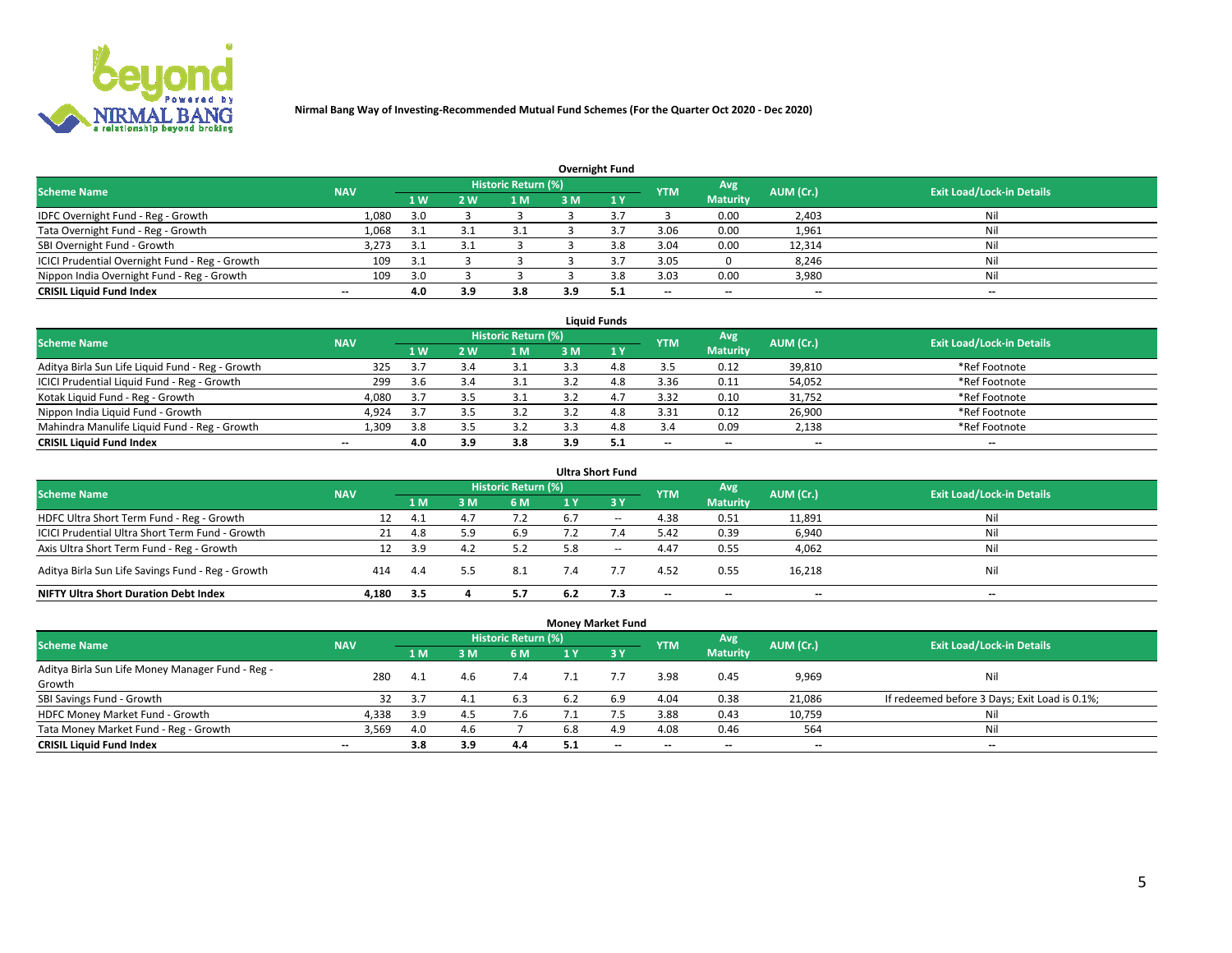Nirmal Bang Way of Investing-Recommended Mutual Fund Schemes (For the Quarter Oct 2020 - Dec 2020)

## Overnight Fund

| Scheme Name | NAV | Historic Return (%) | | | | | YTM | Avg Maturity | AUM (Cr.) | Exit Load/Lock-in Details |
|---|---|---|---|---|---|---|---|---|---|---|
| | | 1 W | 2 W | 1 M | 3 M | 1 Y | | | | |
| IDFC Overnight Fund - Reg - Growth | 1,080 | 3.0 | 3 | 3 | 3 | 3.7 | 3 | 0.00 | 2,403 | Nil |
| Tata Overnight Fund - Reg - Growth | 1,068 | 3.1 | 3.1 | 3.1 | 3 | 3.7 | 3.06 | 0.00 | 1,961 | Nil |
| SBI Overnight Fund - Growth | 3,273 | 3.1 | 3.1 | 3 | 3 | 3.8 | 3.04 | 0.00 | 12,314 | Nil |
| ICICI Prudential Overnight Fund - Reg - Growth | 109 | 3.1 | 3 | 3 | 3 | 3.7 | 3.05 | 0 | 8,246 | Nil |
| Nippon India Overnight Fund - Reg - Growth | 109 | 3.0 | 3 | 3 | 3 | 3.8 | 3.03 | 0.00 | 3,980 | Nil |
| **CRISIL Liquid Fund Index** | -- | **4.0** | **3.9** | **3.8** | **3.9** | **5.1** | -- | -- | -- | -- |

## Liquid Funds

| Scheme Name | NAV | Historic Return (%) | | | | | YTM | Avg Maturity | AUM (Cr.) | Exit Load/Lock-in Details |
|---|---|---|---|---|---|---|---|---|---|---|
| | | 1 W | 2 W | 1 M | 3 M | 1 Y | | | | |
| Aditya Birla Sun Life Liquid Fund - Reg - Growth | 325 | 3.7 | 3.4 | 3.1 | 3.3 | 4.8 | 3.5 | 0.12 | 39,810 | *Ref Footnote |
| ICICI Prudential Liquid Fund - Reg - Growth | 299 | 3.6 | 3.4 | 3.1 | 3.2 | 4.8 | 3.36 | 0.11 | 54,052 | *Ref Footnote |
| Kotak Liquid Fund - Reg - Growth | 4,080 | 3.7 | 3.5 | 3.1 | 3.2 | 4.7 | 3.32 | 0.10 | 31,752 | *Ref Footnote |
| Nippon India Liquid Fund - Growth | 4,924 | 3.7 | 3.5 | 3.2 | 3.2 | 4.8 | 3.31 | 0.12 | 26,900 | *Ref Footnote |
| Mahindra Manulife Liquid Fund - Reg - Growth | 1,309 | 3.8 | 3.5 | 3.2 | 3.3 | 4.8 | 3.4 | 0.09 | 2,138 | *Ref Footnote |
| **CRISIL Liquid Fund Index** | -- | **4.0** | **3.9** | **3.8** | **3.9** | **5.1** | -- | -- | -- | -- |

## Ultra Short Fund

| Scheme Name | NAV | Historic Return (%) | | | | | YTM | Avg Maturity | AUM (Cr.) | Exit Load/Lock-in Details |
|---|---|---|---|---|---|---|---|---|---|---|
| | | 1 M | 3 M | 6 M | 1 Y | 3 Y | | | | |
| HDFC Ultra Short Term Fund - Reg - Growth | 12 | 4.1 | 4.7 | 7.2 | 6.7 | -- | 4.38 | 0.51 | 11,891 | Nil |
| ICICI Prudential Ultra Short Term Fund - Growth | 21 | 4.8 | 5.9 | 6.9 | 7.2 | 7.4 | 5.42 | 0.39 | 6,940 | Nil |
| Axis Ultra Short Term Fund - Reg - Growth | 12 | 3.9 | 4.2 | 5.2 | 5.8 | -- | 4.47 | 0.55 | 4,062 | Nil |
| Aditya Birla Sun Life Savings Fund - Reg - Growth | 414 | 4.4 | 5.5 | 8.1 | 7.4 | 7.7 | 4.52 | 0.55 | 16,218 | Nil |
| **NIFTY Ultra Short Duration Debt Index** | **4,180** | **3.5** | **4** | **5.7** | **6.2** | **7.3** | -- | -- | -- | -- |

## Money Market Fund

| Scheme Name | NAV | Historic Return (%) | | | | | YTM | Avg Maturity | AUM (Cr.) | Exit Load/Lock-in Details |
|---|---|---|---|---|---|---|---|---|---|---|
| | | 1 M | 3 M | 6 M | 1 Y | 3 Y | | | | |
| Aditya Birla Sun Life Money Manager Fund - Reg - Growth | 280 | 4.1 | 4.6 | 7.4 | 7.1 | 7.7 | 3.98 | 0.45 | 9,969 | Nil |
| SBI Savings Fund - Growth | 32 | 3.7 | 4.1 | 6.3 | 6.2 | 6.9 | 4.04 | 0.38 | 21,086 | If redeemed before 3 Days; Exit Load is 0.1%; |
| HDFC Money Market Fund - Growth | 4,338 | 3.9 | 4.5 | 7.6 | 7.1 | 7.5 | 3.88 | 0.43 | 10,759 | Nil |
| Tata Money Market Fund - Reg - Growth | 3,569 | 4.0 | 4.6 | 7 | 6.8 | 4.9 | 4.08 | 0.46 | 564 | Nil |
| **CRISIL Liquid Fund Index** | -- | **3.8** | **3.9** | **4.4** | **5.1** | -- | -- | -- | -- | -- |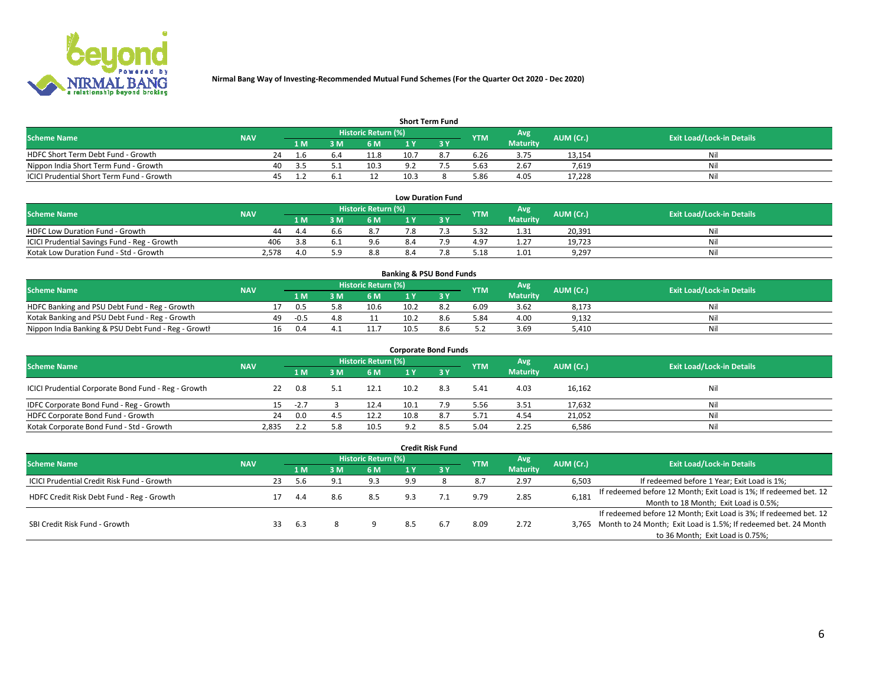Nirmal Bang Way of Investing-Recommended Mutual Fund Schemes (For the Quarter Oct 2020 - Dec 2020)

### Short Term Fund

| Scheme Name | NAV | Historic Return (%) | | | | | YTM | Avg Maturity | AUM (Cr.) | Exit Load/Lock-in Details |
|---|---|---|---|---|---|---|---|---|---|---|
| | | 1 M | 3 M | 6 M | 1 Y | 3 Y | | | | |
| HDFC Short Term Debt Fund - Growth | 24 | 1.6 | 6.4 | 11.8 | 10.7 | 8.7 | 6.26 | 3.75 | 13,154 | Nil |
| Nippon India Short Term Fund - Growth | 40 | 3.5 | 5.1 | 10.3 | 9.2 | 7.5 | 5.63 | 2.67 | 7,619 | Nil |
| ICICI Prudential Short Term Fund - Growth | 45 | 1.2 | 6.1 | 12 | 10.3 | 8 | 5.86 | 4.05 | 17,228 | Nil |

### Low Duration Fund

| Scheme Name | NAV | Historic Return (%) | | | | | YTM | Avg Maturity | AUM (Cr.) | Exit Load/Lock-in Details |
|---|---|---|---|---|---|---|---|---|---|---|
| | | 1 M | 3 M | 6 M | 1 Y | 3 Y | | | | |
| HDFC Low Duration Fund - Growth | 44 | 4.4 | 6.6 | 8.7 | 7.8 | 7.3 | 5.32 | 1.31 | 20,391 | Nil |
| ICICI Prudential Savings Fund - Reg - Growth | 406 | 3.8 | 6.1 | 9.6 | 8.4 | 7.9 | 4.97 | 1.27 | 19,723 | Nil |
| Kotak Low Duration Fund - Std - Growth | 2,578 | 4.0 | 5.9 | 8.8 | 8.4 | 7.8 | 5.18 | 1.01 | 9,297 | Nil |

### Banking & PSU Bond Funds

| Scheme Name | NAV | Historic Return (%) | | | | | YTM | Avg Maturity | AUM (Cr.) | Exit Load/Lock-in Details |
|---|---|---|---|---|---|---|---|---|---|---|
| | | 1 M | 3 M | 6 M | 1 Y | 3 Y | | | | |
| HDFC Banking and PSU Debt Fund - Reg - Growth | 17 | 0.5 | 5.8 | 10.6 | 10.2 | 8.2 | 6.09 | 3.62 | 8,173 | Nil |
| Kotak Banking and PSU Debt Fund - Reg - Growth | 49 | -0.5 | 4.8 | 11 | 10.2 | 8.6 | 5.84 | 4.00 | 9,132 | Nil |
| Nippon India Banking & PSU Debt Fund - Reg - Growth | 16 | 0.4 | 4.1 | 11.7 | 10.5 | 8.6 | 5.2 | 3.69 | 5,410 | Nil |

### Corporate Bond Funds

| Scheme Name | NAV | Historic Return (%) | | | | | YTM | Avg Maturity | AUM (Cr.) | Exit Load/Lock-in Details |
|---|---|---|---|---|---|---|---|---|---|---|
| | | 1 M | 3 M | 6 M | 1 Y | 3 Y | | | | |
| ICICI Prudential Corporate Bond Fund - Reg - Growth | 22 | 0.8 | 5.1 | 12.1 | 10.2 | 8.3 | 5.41 | 4.03 | 16,162 | Nil |
| IDFC Corporate Bond Fund - Reg - Growth | 15 | -2.7 | 3 | 12.4 | 10.1 | 7.9 | 5.56 | 3.51 | 17,632 | Nil |
| HDFC Corporate Bond Fund - Growth | 24 | 0.0 | 4.5 | 12.2 | 10.8 | 8.7 | 5.71 | 4.54 | 21,052 | Nil |
| Kotak Corporate Bond Fund - Std - Growth | 2,835 | 2.2 | 5.8 | 10.5 | 9.2 | 8.5 | 5.04 | 2.25 | 6,586 | Nil |

### Credit Risk Fund

| Scheme Name | NAV | Historic Return (%) | | | | | YTM | Avg Maturity | AUM (Cr.) | Exit Load/Lock-in Details |
|---|---|---|---|---|---|---|---|---|---|---|
| | | 1 M | 3 M | 6 M | 1 Y | 3 Y | | | | |
| ICICI Prudential Credit Risk Fund - Growth | 23 | 5.6 | 9.1 | 9.3 | 9.9 | 8 | 8.7 | 2.97 | 6,503 | If redeemed before 1 Year; Exit Load is 1%; |
| HDFC Credit Risk Debt Fund - Reg - Growth | 17 | 4.4 | 8.6 | 8.5 | 9.3 | 7.1 | 9.79 | 2.85 | 6,181 | If redeemed before 12 Month; Exit Load is 1%; If redeemed bet. 12 Month to 18 Month; Exit Load is 0.5%; |
| SBI Credit Risk Fund - Growth | 33 | 6.3 | 8 | 9 | 8.5 | 6.7 | 8.09 | 2.72 | 3,765 | If redeemed before 12 Month; Exit Load is 3%; If redeemed bet. 12 Month to 24 Month; Exit Load is 1.5%; If redeemed bet. 24 Month to 36 Month; Exit Load is 0.75%; |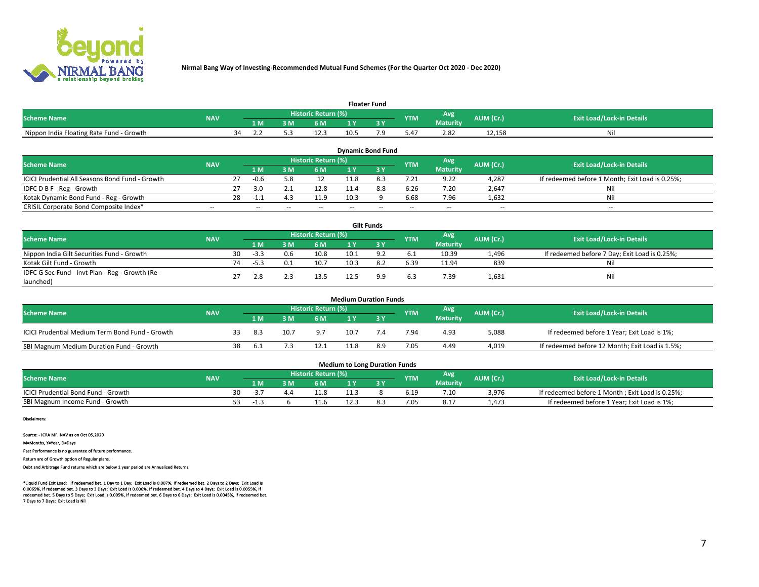# Nirmal Bang Way of Investing-Recommended Mutual Fund Schemes (For the Quarter Oct 2020 - Dec 2020)

## Floater Fund

| Scheme Name | NAV | Historic Return (%) | | | | | YTM | Avg Maturity | AUM (Cr.) | Exit Load/Lock-in Details |
|---|---|---|---|---|---|---|---|---|---|---|
| | | 1 M | 3 M | 6 M | 1 Y | 3 Y | | | | |
| Nippon India Floating Rate Fund - Growth | 34 | 2.2 | 5.3 | 12.3 | 10.5 | 7.9 | 5.47 | 2.82 | 12,158 | Nil |

## Dynamic Bond Fund

| Scheme Name | NAV | Historic Return (%) | | | | | YTM | Avg Maturity | AUM (Cr.) | Exit Load/Lock-in Details |
|---|---|---|---|---|---|---|---|---|---|---|
| | | 1 M | 3 M | 6 M | 1 Y | 3 Y | | | | |
| ICICI Prudential All Seasons Bond Fund - Growth | 27 | -0.6 | 5.8 | 12 | 11.8 | 8.3 | 7.21 | 9.22 | 4,287 | If redeemed before 1 Month; Exit Load is 0.25%; |
| IDFC D B F - Reg - Growth | 27 | 3.0 | 2.1 | 12.8 | 11.4 | 8.8 | 6.26 | 7.20 | 2,647 | Nil |
| Kotak Dynamic Bond Fund - Reg - Growth | 28 | -1.1 | 4.3 | 11.9 | 10.3 | 9 | 6.68 | 7.96 | 1,632 | Nil |
| CRISIL Corporate Bond Composite Index* | -- | -- | -- | -- | -- | -- | -- | -- | -- | -- |

## Gilt Funds

| Scheme Name | NAV | Historic Return (%) | | | | | YTM | Avg Maturity | AUM (Cr.) | Exit Load/Lock-in Details |
|---|---|---|---|---|---|---|---|---|---|---|
| | | 1 M | 3 M | 6 M | 1 Y | 3 Y | | | | |
| Nippon India Gilt Securities Fund - Growth | 30 | -3.3 | 0.6 | 10.8 | 10.1 | 9.2 | 6.1 | 10.39 | 1,496 | If redeemed before 7 Day; Exit Load is 0.25%; |
| Kotak Gilt Fund - Growth | 74 | -5.3 | 0.1 | 10.7 | 10.3 | 8.2 | 6.39 | 11.94 | 839 | Nil |
| IDFC G Sec Fund - Invt Plan - Reg - Growth (Re-launched) | 27 | 2.8 | 2.3 | 13.5 | 12.5 | 9.9 | 6.3 | 7.39 | 1,631 | Nil |

## Medium Duration Funds

| Scheme Name | NAV | Historic Return (%) | | | | | YTM | Avg Maturity | AUM (Cr.) | Exit Load/Lock-in Details |
|---|---|---|---|---|---|---|---|---|---|---|
| | | 1 M | 3 M | 6 M | 1 Y | 3 Y | | | | |
| ICICI Prudential Medium Term Bond Fund - Growth | 33 | 8.3 | 10.7 | 9.7 | 10.7 | 7.4 | 7.94 | 4.93 | 5,088 | If redeemed before 1 Year; Exit Load is 1%; |
| SBI Magnum Medium Duration Fund - Growth | 38 | 6.1 | 7.3 | 12.1 | 11.8 | 8.9 | 7.05 | 4.49 | 4,019 | If redeemed before 12 Month; Exit Load is 1.5%; |

## Medium to Long Duration Funds

| Scheme Name | NAV | Historic Return (%) | | | | | YTM | Avg Maturity | AUM (Cr.) | Exit Load/Lock-in Details |
|---|---|---|---|---|---|---|---|---|---|---|
| | | 1 M | 3 M | 6 M | 1 Y | 3 Y | | | | |
| ICICI Prudential Bond Fund - Growth | 30 | -3.7 | 4.4 | 11.8 | 11.3 | 8 | 6.19 | 7.10 | 3,976 | If redeemed before 1 Month ; Exit Load is 0.25%; |
| SBI Magnum Income Fund - Growth | 53 | -1.3 | 6 | 11.6 | 12.3 | 8.3 | 7.05 | 8.17 | 1,473 | If redeemed before 1 Year; Exit Load is 1%; |

Disclaimers:

Source: - ICRA MF, NAV as on Oct 05,2020

M=Months, Y=Year, D=Days

Past Performance is no guarantee of future performance.

Return are of Growth option of Regular plans.

Debt and Arbitrage Fund returns which are below 1 year period are Annualized Returns.

*Liquid Fund Exit Load: If redeemed bet. 1 Day to 1 Day; Exit Load is 0.007%, If redeemed bet. 2 Days to 2 Days; Exit Load is 0.0065%, If redeemed bet. 3 Days to 3 Days; Exit Load is 0.006%, If redeemed bet. 4 Days to 4 Days; Exit Load is 0.0055%, If redeemed bet. 5 Days to 5 Days; Exit Load is 0.005%, If redeemed bet. 6 Days to 6 Days; Exit Load is 0.0045%, If redeemed bet. 7 Days to 7 Days; Exit Load is Nil